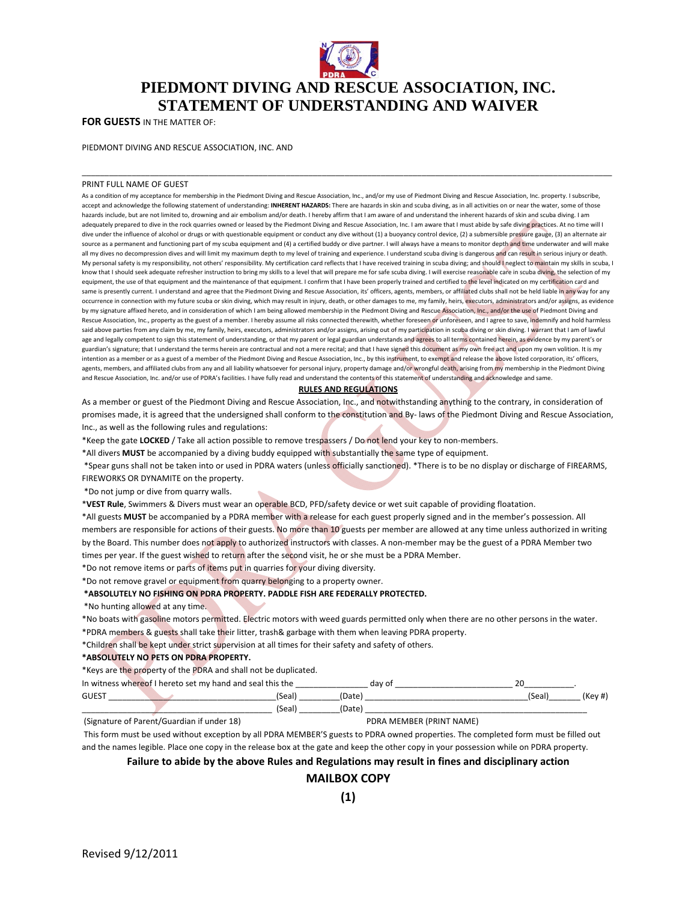# PIEDMONT DIVING AND RESCUE ASSOCIATION, INC.
# STATEMENT OF UNDERSTANDING AND WAIVER

**FOR GUESTS** IN THE MATTER OF:

PIEDMONT DIVING AND RESCUE ASSOCIATION, INC. AND

______________________________________________________________________________________________

PRINT FULL NAME OF GUEST

As a condition of my acceptance for membership in the Piedmont Diving and Rescue Association, Inc., and/or my use of Piedmont Diving and Rescue Association, Inc. property. I subscribe, accept and acknowledge the following statement of understanding: **INHERENT HAZARDS:** There are hazards in skin and scuba diving, as in all activities on or near the water, some of those hazards include, but are not limited to, drowning and air embolism and/or death. I hereby affirm that I am aware of and understand the inherent hazards of skin and scuba diving. I am adequately prepared to dive in the rock quarries owned or leased by the Piedmont Diving and Rescue Association, Inc. I am aware that I must abide by safe diving practices. At no time will I dive under the influence of alcohol or drugs or with questionable equipment or conduct any dive without (1) a buoyancy control device, (2) a submersible pressure gauge, (3) an alternate air source as a permanent and functioning part of my scuba equipment and (4) a certified buddy or dive partner. I will always have a means to monitor depth and time underwater and will make all my dives no decompression dives and will limit my maximum depth to my level of training and experience. I understand scuba diving is dangerous and can result in serious injury or death. My personal safety is my responsibility, not others' responsibility. My certification card reflects that I have received training in scuba diving; and should I neglect to maintain my skills in scuba, I know that I should seek adequate refresher instruction to bring my skills to a level that will prepare me for safe scuba diving. I will exercise reasonable care in scuba diving, the selection of my equipment, the use of that equipment and the maintenance of that equipment. I confirm that I have been properly trained and certified to the level indicated on my certification card and same is presently current. I understand and agree that the Piedmont Diving and Rescue Association, its' officers, agents, members, or affiliated clubs shall not be held liable in any way for any occurrence in connection with my future scuba or skin diving, which may result in injury, death, or other damages to me, my family, heirs, executors, administrators and/or assigns, as evidence by my signature affixed hereto, and in consideration of which I am being allowed membership in the Piedmont Diving and Rescue Association, Inc., and/or the use of Piedmont Diving and Rescue Association, Inc., property as the guest of a member. I hereby assume all risks connected therewith, whether foreseen or unforeseen, and I agree to save, indemnify and hold harmless said above parties from any claim by me, my family, heirs, executors, administrators and/or assigns, arising out of my participation in scuba diving or skin diving. I warrant that I am of lawful age and legally competent to sign this statement of understanding, or that my parent or legal guardian understands and agrees to all terms contained herein, as evidence by my parent's or guardian's signature; that I understand the terms herein are contractual and not a mere recital; and that I have signed this document as my own free act and upon my own volition. It is my intention as a member or as a guest of a member of the Piedmont Diving and Rescue Association, Inc., by this instrument, to exempt and release the above listed corporation, its' officers, agents, members, and affiliated clubs from any and all liability whatsoever for personal injury, property damage and/or wrongful death, arising from my membership in the Piedmont Diving and Rescue Association, Inc. and/or use of PDRA's facilities. I have fully read and understand the contents of this statement of understanding and acknowledge and same.

## RULES AND REGULATIONS

As a member or guest of the Piedmont Diving and Rescue Association, Inc., and notwithstanding anything to the contrary, in consideration of promises made, it is agreed that the undersigned shall conform to the constitution and By- laws of the Piedmont Diving and Rescue Association, Inc., as well as the following rules and regulations:

*Keep the gate **LOCKED** / Take all action possible to remove trespassers / Do not lend your key to non-members.

*All divers **MUST** be accompanied by a diving buddy equipped with substantially the same type of equipment.

*Spear guns shall not be taken into or used in PDRA waters (unless officially sanctioned). *There is to be no display or discharge of FIREARMS, FIREWORKS OR DYNAMITE on the property.

*Do not jump or dive from quarry walls.

***VEST Rule**, Swimmers & Divers must wear an operable BCD, PFD/safety device or wet suit capable of providing floatation.

*All guests **MUST** be accompanied by a PDRA member with a release for each guest properly signed and in the member's possession. All members are responsible for actions of their guests. No more than 10 guests per member are allowed at any time unless authorized in writing by the Board. This number does not apply to authorized instructors with classes. A non-member may be the guest of a PDRA Member two times per year. If the guest wished to return after the second visit, he or she must be a PDRA Member.

*Do not remove items or parts of items put in quarries for your diving diversity.

*Do not remove gravel or equipment from quarry belonging to a property owner.

***ABSOLUTELY NO FISHING ON PDRA PROPERTY. PADDLE FISH ARE FEDERALLY PROTECTED.**

*No hunting allowed at any time.

*No boats with gasoline motors permitted. Electric motors with weed guards permitted only when there are no other persons in the water.

*PDRA members & guests shall take their litter, trash& garbage with them when leaving PDRA property.

*Children shall be kept under strict supervision at all times for their safety and safety of others.

***ABSOLUTELY NO PETS ON PDRA PROPERTY.**

*Keys are the property of the PDRA and shall not be duplicated.

In witness whereof I hereto set my hand and seal this the _______________ day of _________________________ 20__________.

GUEST _____________________________________(Seal) ________(Date) _________________________________(Seal)_______ (Key #)

_____________________________________________ (Seal) ________(Date) ____________________________________________

(Signature of Parent/Guardian if under 18) PDRA MEMBER (PRINT NAME)

This form must be used without exception by all PDRA MEMBER'S guests to PDRA owned properties. The completed form must be filled out and the names legible. Place one copy in the release box at the gate and keep the other copy in your possession while on PDRA property.

**Failure to abide by the above Rules and Regulations may result in fines and disciplinary action**

**MAILBOX COPY**

**(1)**

Revised 9/12/2011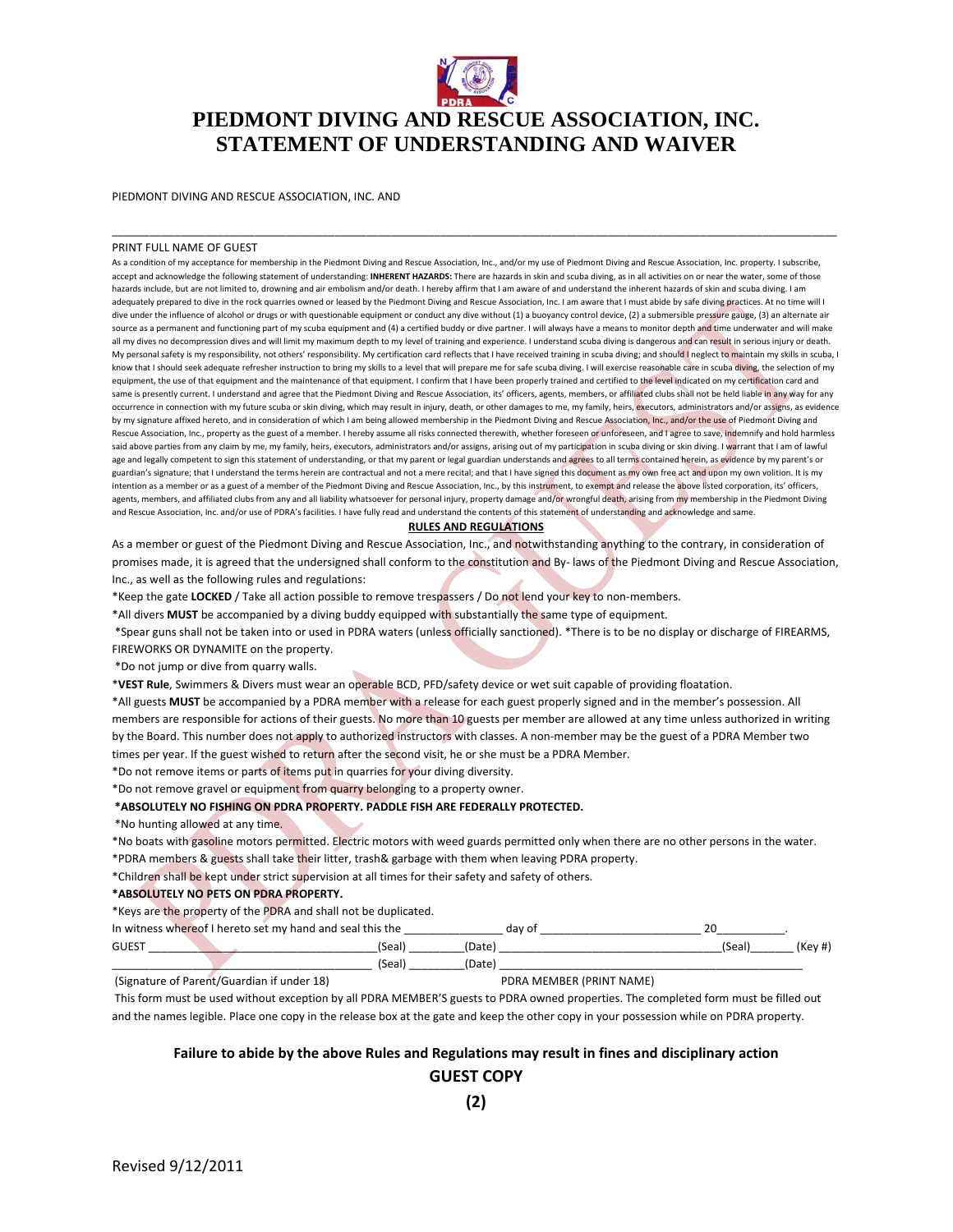# PIEDMONT DIVING AND RESCUE ASSOCIATION, INC.
# STATEMENT OF UNDERSTANDING AND WAIVER

PIEDMONT DIVING AND RESCUE ASSOCIATION, INC. AND

___________________________________________________________________________________________________

PRINT FULL NAME OF GUEST

As a condition of my acceptance for membership in the Piedmont Diving and Rescue Association, Inc., and/or my use of Piedmont Diving and Rescue Association, Inc. property. I subscribe, accept and acknowledge the following statement of understanding: **INHERENT HAZARDS:** There are hazards in skin and scuba diving, as in all activities on or near the water, some of those hazards include, but are not limited to, drowning and air embolism and/or death. I hereby affirm that I am aware of and understand the inherent hazards of skin and scuba diving. I am adequately prepared to dive in the rock quarries owned or leased by the Piedmont Diving and Rescue Association, Inc. I am aware that I must abide by safe diving practices. At no time will I dive under the influence of alcohol or drugs or with questionable equipment or conduct any dive without (1) a buoyancy control device, (2) a submersible pressure gauge, (3) an alternate air source as a permanent and functioning part of my scuba equipment and (4) a certified buddy or dive partner. I will always have a means to monitor depth and time underwater and will make all my dives no decompression dives and will limit my maximum depth to my level of training and experience. I understand scuba diving is dangerous and can result in serious injury or death. My personal safety is my responsibility, not others' responsibility. My certification card reflects that I have received training in scuba diving; and should I neglect to maintain my skills in scuba, I know that I should seek adequate refresher instruction to bring my skills to a level that will prepare me for safe scuba diving. I will exercise reasonable care in scuba diving, the selection of my equipment, the use of that equipment and the maintenance of that equipment. I confirm that I have been properly trained and certified to the level indicated on my certification card and same is presently current. I understand and agree that the Piedmont Diving and Rescue Association, its' officers, agents, members, or affiliated clubs shall not be held liable in any way for any occurrence in connection with my future scuba or skin diving, which may result in injury, death, or other damages to me, my family, heirs, executors, administrators and/or assigns, as evidence by my signature affixed hereto, and in consideration of which I am being allowed membership in the Piedmont Diving and Rescue Association, Inc., and/or the use of Piedmont Diving and Rescue Association, Inc., property as the guest of a member. I hereby assume all risks connected therewith, whether foreseen or unforeseen, and I agree to save, indemnify and hold harmless said above parties from any claim by me, my family, heirs, executors, administrators and/or assigns, arising out of my participation in scuba diving or skin diving. I warrant that I am of lawful age and legally competent to sign this statement of understanding, or that my parent or legal guardian understands and agrees to all terms contained herein, as evidence by my parent's or guardian's signature; that I understand the terms herein are contractual and not a mere recital; and that I have signed this document as my own free act and upon my own volition. It is my intention as a member or as a guest of a member of the Piedmont Diving and Rescue Association, Inc., by this instrument, to exempt and release the above listed corporation, its' officers, agents, members, and affiliated clubs from any and all liability whatsoever for personal injury, property damage and/or wrongful death, arising from my membership in the Piedmont Diving and Rescue Association, Inc. and/or use of PDRA's facilities. I have fully read and understand the contents of this statement of understanding and acknowledge and same.

**RULES AND REGULATIONS**

As a member or guest of the Piedmont Diving and Rescue Association, Inc., and notwithstanding anything to the contrary, in consideration of promises made, it is agreed that the undersigned shall conform to the constitution and By- laws of the Piedmont Diving and Rescue Association, Inc., as well as the following rules and regulations:

*Keep the gate **LOCKED** / Take all action possible to remove trespassers / Do not lend your key to non-members.

*All divers **MUST** be accompanied by a diving buddy equipped with substantially the same type of equipment.

*Spear guns shall not be taken into or used in PDRA waters (unless officially sanctioned). *There is to be no display or discharge of FIREARMS, FIREWORKS OR DYNAMITE on the property.

*Do not jump or dive from quarry walls.

***VEST Rule**, Swimmers & Divers must wear an operable BCD, PFD/safety device or wet suit capable of providing floatation.

*All guests **MUST** be accompanied by a PDRA member with a release for each guest properly signed and in the member's possession. All members are responsible for actions of their guests. No more than 10 guests per member are allowed at any time unless authorized in writing by the Board. This number does not apply to authorized instructors with classes. A non-member may be the guest of a PDRA Member two times per year. If the guest wished to return after the second visit, he or she must be a PDRA Member.

*Do not remove items or parts of items put in quarries for your diving diversity.

*Do not remove gravel or equipment from quarry belonging to a property owner.

***ABSOLUTELY NO FISHING ON PDRA PROPERTY. PADDLE FISH ARE FEDERALLY PROTECTED.**

*No hunting allowed at any time.

*No boats with gasoline motors permitted. Electric motors with weed guards permitted only when there are no other persons in the water.

*PDRA members & guests shall take their litter, trash& garbage with them when leaving PDRA property.

*Children shall be kept under strict supervision at all times for their safety and safety of others.

***ABSOLUTELY NO PETS ON PDRA PROPERTY.**

*Keys are the property of the PDRA and shall not be duplicated.

In witness whereof I hereto set my hand and seal this the _______________ day of ________________________ 20__________.

GUEST ____________________________________(Seal) ________(Date) __________________________________(Seal)_______ (Key #)

_______________________________________ (Seal) ________(Date) ______________________________________________

(Signature of Parent/Guardian if under 18) PDRA MEMBER (PRINT NAME)

This form must be used without exception by all PDRA MEMBER'S guests to PDRA owned properties. The completed form must be filled out and the names legible. Place one copy in the release box at the gate and keep the other copy in your possession while on PDRA property.

**Failure to abide by the above Rules and Regulations may result in fines and disciplinary action**

**GUEST COPY**

**(2)**

Revised 9/12/2011